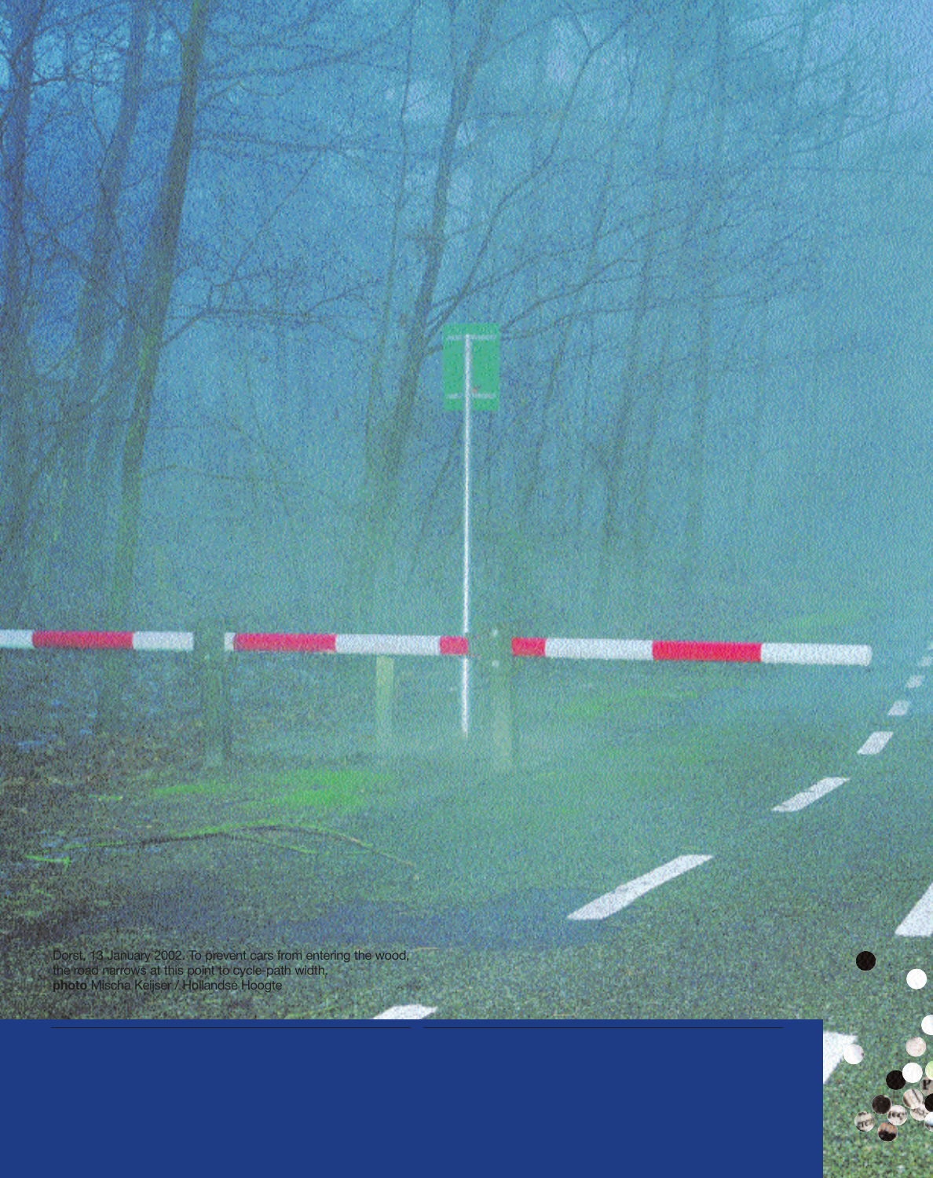Dorst, 13 January 2002. To prevent cars from entering the wood, the road narrows at this point to cycle-path width.
**photo** Mischa Keijser / Hollandse Hoogte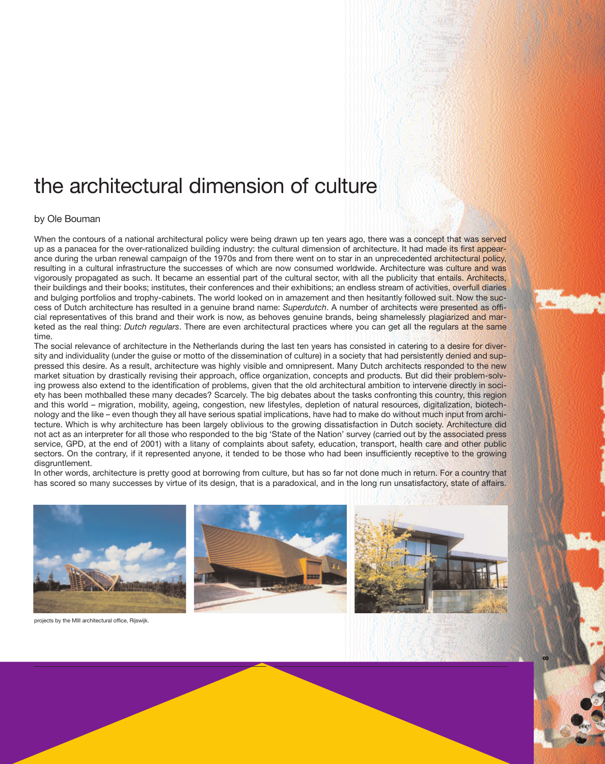# the architectural dimension of culture

by Ole Bouman

When the contours of a national architectural policy were being drawn up ten years ago, there was a concept that was served up as a panacea for the over-rationalized building industry: the cultural dimension of architecture. It had made its first appearance during the urban renewal campaign of the 1970s and from there went on to star in an unprecedented architectural policy, resulting in a cultural infrastructure the successes of which are now consumed worldwide. Architecture was culture and was vigorously propagated as such. It became an essential part of the cultural sector, with all the publicity that entails. Architects, their buildings and their books; institutes, their conferences and their exhibitions; an endless stream of activities, overfull diaries and bulging portfolios and trophy-cabinets. The world looked on in amazement and then hesitantly followed suit. Now the success of Dutch architecture has resulted in a genuine brand name: *Superdutch*. A number of architects were presented as official representatives of this brand and their work is now, as behoves genuine brands, being shamelessly plagiarized and marketed as the real thing: *Dutch regulars*. There are even architectural practices where you can get all the regulars at the same time.

The social relevance of architecture in the Netherlands during the last ten years has consisted in catering to a desire for diversity and individuality (under the guise or motto of the dissemination of culture) in a society that had persistently denied and suppressed this desire. As a result, architecture was highly visible and omnipresent. Many Dutch architects responded to the new market situation by drastically revising their approach, office organization, concepts and products. But did their problem-solving prowess also extend to the identification of problems, given that the old architectural ambition to intervene directly in society has been mothballed these many decades? Scarcely. The big debates about the tasks confronting this country, this region and this world – migration, mobility, ageing, congestion, new lifestyles, depletion of natural resources, digitalization, biotechnology and the like – even though they all have serious spatial implications, have had to make do without much input from architecture. Which is why architecture has been largely oblivious to the growing dissatisfaction in Dutch society. Architecture did not act as an interpreter for all those who responded to the big 'State of the Nation' survey (carried out by the associated press service, GPD, at the end of 2001) with a litany of complaints about safety, education, transport, health care and other public sectors. On the contrary, if it represented anyone, it tended to be those who had been insufficiently receptive to the growing disgruntlement.

In other words, architecture is pretty good at borrowing from culture, but has so far not done much in return. For a country that has scored so many successes by virtue of its design, that is a paradoxical, and in the long run unsatisfactory, state of affairs.

projects by the MIII architectural office, Rijswijk.